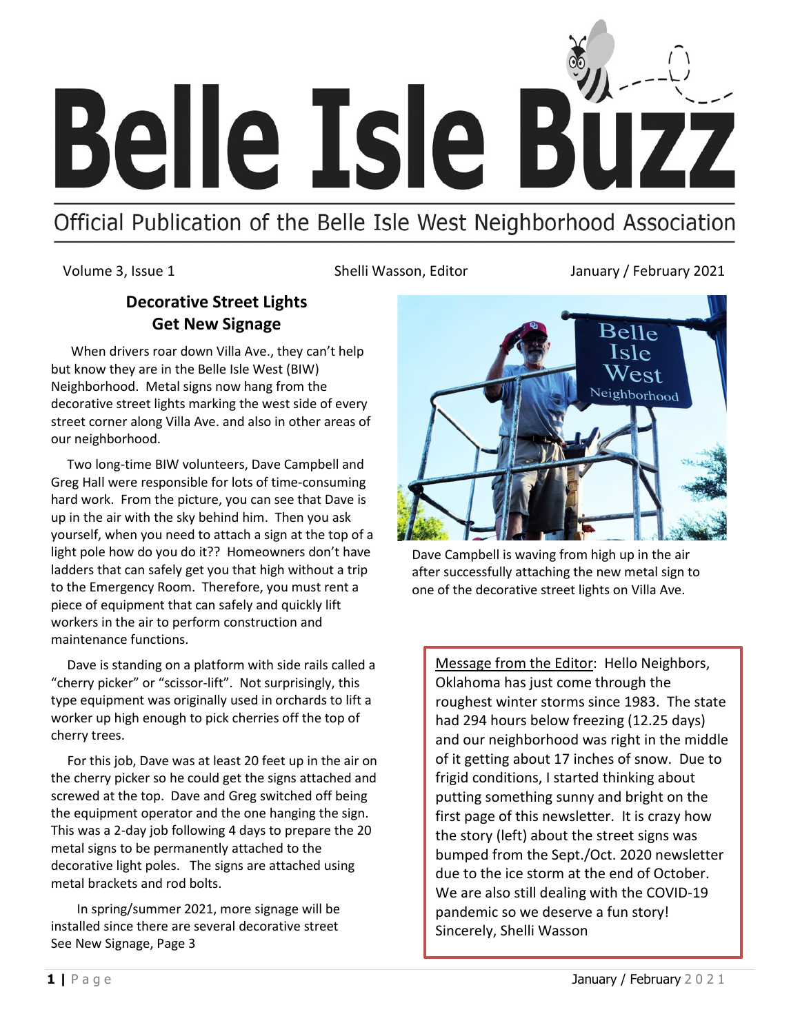# Belle Isle Buzz

Official Publication of the Belle Isle West Neighborhood Association

Volume 3, Issue 1 | Shelli Wasson, Editor | January / February 2021

## Decorative Street Lights Get New Signage

When drivers roar down Villa Ave., they can't help but know they are in the Belle Isle West (BIW) Neighborhood. Metal signs now hang from the decorative street lights marking the west side of every street corner along Villa Ave. and also in other areas of our neighborhood.

Two long-time BIW volunteers, Dave Campbell and Greg Hall were responsible for lots of time-consuming hard work. From the picture, you can see that Dave is up in the air with the sky behind him. Then you ask yourself, when you need to attach a sign at the top of a light pole how do you do it?? Homeowners don't have ladders that can safely get you that high without a trip to the Emergency Room. Therefore, you must rent a piece of equipment that can safely and quickly lift workers in the air to perform construction and maintenance functions.

Dave is standing on a platform with side rails called a "cherry picker" or "scissor-lift". Not surprisingly, this type equipment was originally used in orchards to lift a worker up high enough to pick cherries off the top of cherry trees.

For this job, Dave was at least 20 feet up in the air on the cherry picker so he could get the signs attached and screwed at the top. Dave and Greg switched off being the equipment operator and the one hanging the sign. This was a 2-day job following 4 days to prepare the 20 metal signs to be permanently attached to the decorative light poles. The signs are attached using metal brackets and rod bolts.

In spring/summer 2021, more signage will be installed since there are several decorative street

See New Signage, Page 3

Dave Campbell is waving from high up in the air after successfully attaching the new metal sign to one of the decorative street lights on Villa Ave.

Message from the Editor: Hello Neighbors, Oklahoma has just come through the roughest winter storms since 1983. The state had 294 hours below freezing (12.25 days) and our neighborhood was right in the middle of it getting about 17 inches of snow. Due to frigid conditions, I started thinking about putting something sunny and bright on the first page of this newsletter. It is crazy how the story (left) about the street signs was bumped from the Sept./Oct. 2020 newsletter due to the ice storm at the end of October. We are also still dealing with the COVID-19 pandemic so we deserve a fun story! Sincerely, Shelli Wasson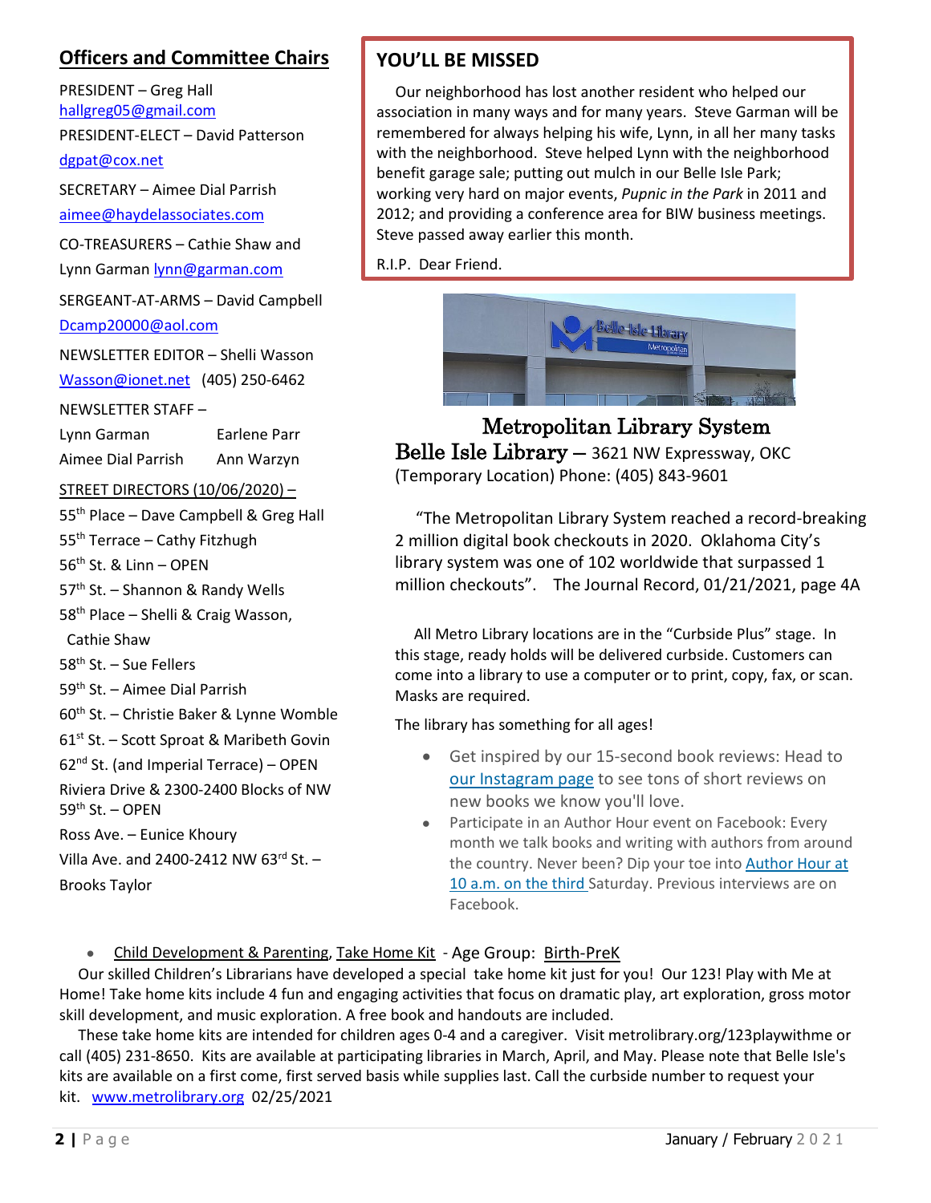## Officers and Committee Chairs

PRESIDENT – Greg Hall
hallgreg05@gmail.com

PRESIDENT-ELECT – David Patterson
dgpat@cox.net

SECRETARY – Aimee Dial Parrish
aimee@haydelassociates.com

CO-TREASURERS – Cathie Shaw and Lynn Garman lynn@garman.com

SERGEANT-AT-ARMS – David Campbell
Dcamp20000@aol.com

NEWSLETTER EDITOR – Shelli Wasson
Wasson@ionet.net (405) 250-6462

NEWSLETTER STAFF –

Lynn Garman Earlene Parr
Aimee Dial Parrish Ann Warzyn

STREET DIRECTORS (10/06/2020) –

55th Place – Dave Campbell & Greg Hall
55th Terrace – Cathy Fitzhugh
56th St. & Linn – OPEN
57th St. – Shannon & Randy Wells
58th Place – Shelli & Craig Wasson, Cathie Shaw
58th St. – Sue Fellers
59th St. – Aimee Dial Parrish
60th St. – Christie Baker & Lynne Womble
61st St. – Scott Sproat & Maribeth Govin
62nd St. (and Imperial Terrace) – OPEN
Riviera Drive & 2300-2400 Blocks of NW 59th St. – OPEN
Ross Ave. – Eunice Khoury
Villa Ave. and 2400-2412 NW 63rd St. – Brooks Taylor

## YOU'LL BE MISSED

Our neighborhood has lost another resident who helped our association in many ways and for many years. Steve Garman will be remembered for always helping his wife, Lynn, in all her many tasks with the neighborhood. Steve helped Lynn with the neighborhood benefit garage sale; putting out mulch in our Belle Isle Park; working very hard on major events, *Pupnic in the Park* in 2011 and 2012; and providing a conference area for BIW business meetings. Steve passed away earlier this month.

R.I.P. Dear Friend.

## Metropolitan Library System

**Belle Isle Library** – 3621 NW Expressway, OKC (Temporary Location) Phone: (405) 843-9601

"The Metropolitan Library System reached a record-breaking 2 million digital book checkouts in 2020. Oklahoma City's library system was one of 102 worldwide that surpassed 1 million checkouts". The Journal Record, 01/21/2021, page 4A

All Metro Library locations are in the "Curbside Plus" stage. In this stage, ready holds will be delivered curbside. Customers can come into a library to use a computer or to print, copy, fax, or scan. Masks are required.

The library has something for all ages!

- Get inspired by our 15-second book reviews: Head to our Instagram page to see tons of short reviews on new books we know you'll love.
- Participate in an Author Hour event on Facebook: Every month we talk books and writing with authors from around the country. Never been? Dip your toe into Author Hour at 10 a.m. on the third Saturday. Previous interviews are on Facebook.

- Child Development & Parenting, Take Home Kit - Age Group: Birth-PreK

Our skilled Children's Librarians have developed a special take home kit just for you! Our 123! Play with Me at Home! Take home kits include 4 fun and engaging activities that focus on dramatic play, art exploration, gross motor skill development, and music exploration. A free book and handouts are included.

These take home kits are intended for children ages 0-4 and a caregiver. Visit metrolibrary.org/123playwithme or call (405) 231-8650. Kits are available at participating libraries in March, April, and May. Please note that Belle Isle's kits are available on a first come, first served basis while supplies last. Call the curbside number to request your kit. www.metrolibrary.org 02/25/2021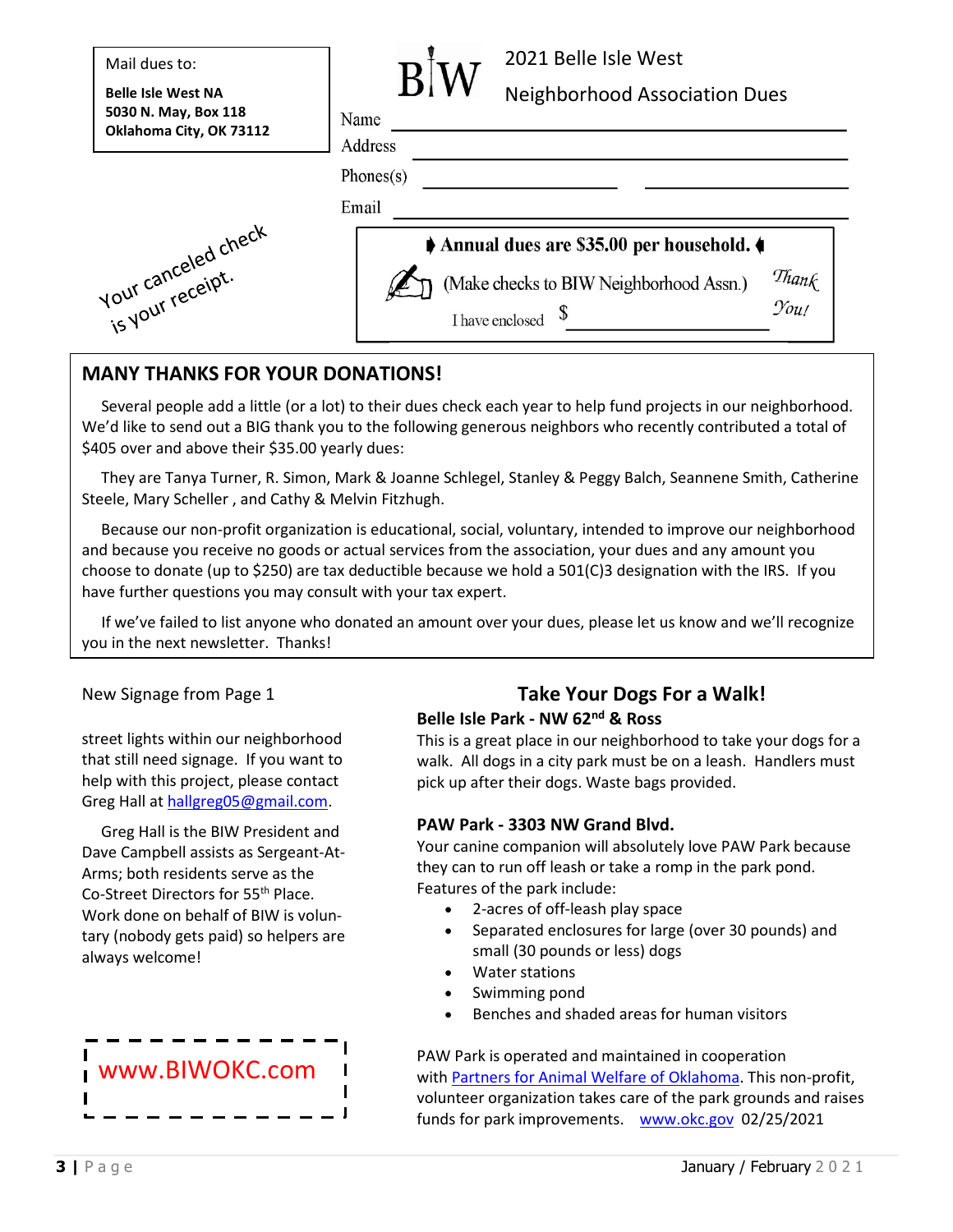Mail dues to:

**Belle Isle West NA**
**5030 N. May, Box 118**
**Oklahoma City, OK 73112**

BIW

2021 Belle Isle West

Neighborhood Association Dues

Name ______________________________

Address ______________________________

Phones(s) ______________ ______________

Email ______________________________

Your canceled check is your receipt.

**Annual dues are $35.00 per household.**

(Make checks to BIW Neighborhood Assn.)

I have enclosed $ ______________

*Thank You!*

## MANY THANKS FOR YOUR DONATIONS!

Several people add a little (or a lot) to their dues check each year to help fund projects in our neighborhood. We'd like to send out a BIG thank you to the following generous neighbors who recently contributed a total of $405 over and above their $35.00 yearly dues:

They are Tanya Turner, R. Simon, Mark & Joanne Schlegel, Stanley & Peggy Balch, Seannene Smith, Catherine Steele, Mary Scheller , and Cathy & Melvin Fitzhugh.

Because our non-profit organization is educational, social, voluntary, intended to improve our neighborhood and because you receive no goods or actual services from the association, your dues and any amount you choose to donate (up to $250) are tax deductible because we hold a 501(C)3 designation with the IRS. If you have further questions you may consult with your tax expert.

If we've failed to list anyone who donated an amount over your dues, please let us know and we'll recognize you in the next newsletter. Thanks!

New Signage from Page 1

street lights within our neighborhood that still need signage. If you want to help with this project, please contact Greg Hall at hallgreg05@gmail.com.

Greg Hall is the BIW President and Dave Campbell assists as Sergeant-At-Arms; both residents serve as the Co-Street Directors for 55th Place. Work done on behalf of BIW is volun-tary (nobody gets paid) so helpers are always welcome!

www.BIWOKC.com

## Take Your Dogs For a Walk!

**Belle Isle Park - NW 62nd & Ross**

This is a great place in our neighborhood to take your dogs for a walk. All dogs in a city park must be on a leash. Handlers must pick up after their dogs. Waste bags provided.

**PAW Park - 3303 NW Grand Blvd.**

Your canine companion will absolutely love PAW Park because they can to run off leash or take a romp in the park pond. Features of the park include:

- 2-acres of off-leash play space
- Separated enclosures for large (over 30 pounds) and small (30 pounds or less) dogs
- Water stations
- Swimming pond
- Benches and shaded areas for human visitors

PAW Park is operated and maintained in cooperation with Partners for Animal Welfare of Oklahoma. This non-profit, volunteer organization takes care of the park grounds and raises funds for park improvements. www.okc.gov 02/25/2021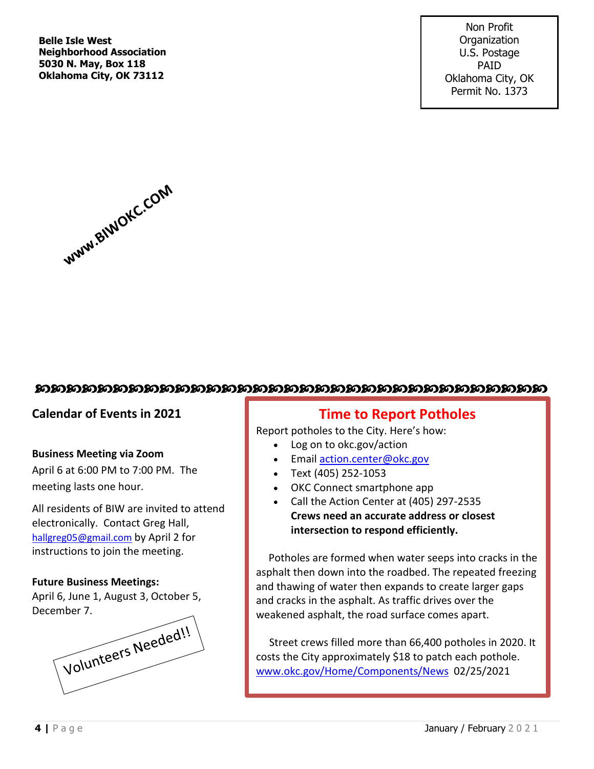**Belle Isle West**
**Neighborhood Association**
**5030 N. May, Box 118**
**Oklahoma City, OK 73112**

Non Profit
Organization
U.S. Postage
PAID
Oklahoma City, OK
Permit No. 1373

www.BIWOKC.COM

## Calendar of Events in 2021

**Business Meeting via Zoom**

April 6 at 6:00 PM to 7:00 PM. The meeting lasts one hour.

All residents of BIW are invited to attend electronically. Contact Greg Hall, hallgreg05@gmail.com by April 2 for instructions to join the meeting.

**Future Business Meetings:**
April 6, June 1, August 3, October 5, December 7.

Volunteers Needed!!

## Time to Report Potholes

Report potholes to the City. Here's how:

- Log on to okc.gov/action
- Email action.center@okc.gov
- Text (405) 252-1053
- OKC Connect smartphone app
- Call the Action Center at (405) 297-2535
  **Crews need an accurate address or closest intersection to respond efficiently.**

Potholes are formed when water seeps into cracks in the asphalt then down into the roadbed. The repeated freezing and thawing of water then expands to create larger gaps and cracks in the asphalt. As traffic drives over the weakened asphalt, the road surface comes apart.

Street crews filled more than 66,400 potholes in 2020. It costs the City approximately $18 to patch each pothole. www.okc.gov/Home/Components/News 02/25/2021